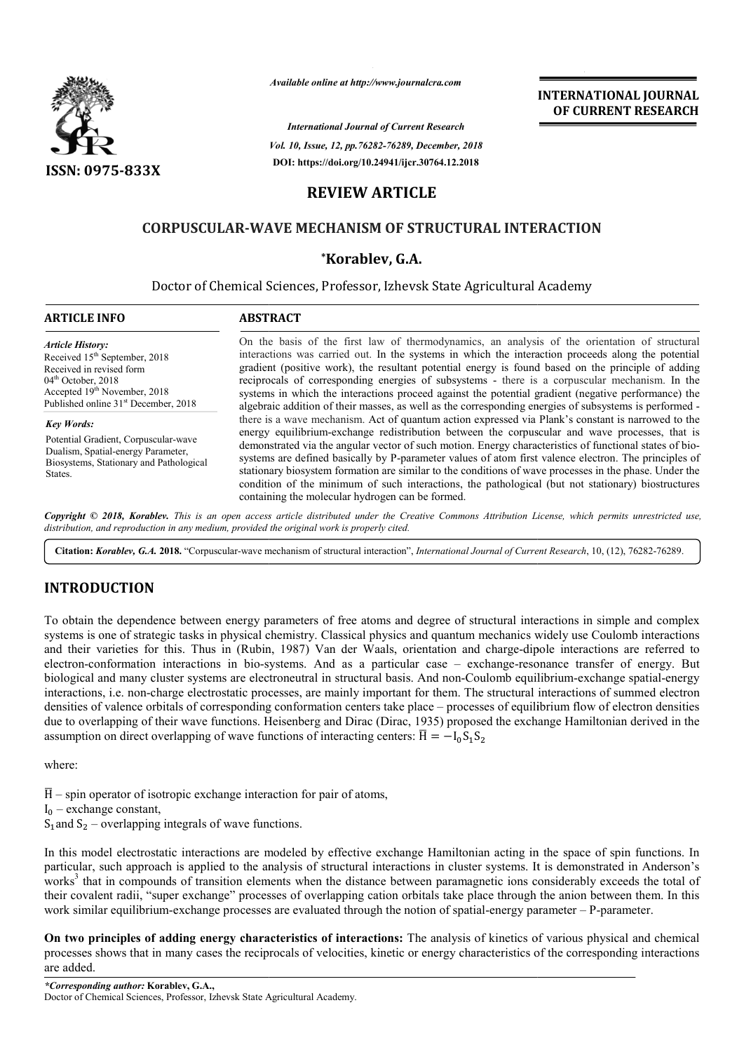*Available online at http://www.journalcra.com*

*International Journal of Current Research*
*Vol. 10, Issue, 12, pp.76282-76289, December, 2018*
**DOI: https://doi.org/10.24941/ijcr.30764.12.2018**

**ISSN: 0975-833X**

**INTERNATIONAL JOURNAL OF CURRENT RESEARCH**

# REVIEW ARTICLE

# CORPUSCULAR-WAVE MECHANISM OF STRUCTURAL INTERACTION

## *Korablev, G.A.

Doctor of Chemical Sciences, Professor, Izhevsk State Agricultural Academy

**ARTICLE INFO**

*Article History:*
Received 15th September, 2018
Received in revised form
04th October, 2018
Accepted 19th November, 2018
Published online 31st December, 2018

*Key Words:*
Potential Gradient, Corpuscular-wave Dualism, Spatial-energy Parameter, Biosystems, Stationary and Pathological States.

**ABSTRACT**

On the basis of the first law of thermodynamics, an analysis of the orientation of structural interactions was carried out. In the systems in which the interaction proceeds along the potential gradient (positive work), the resultant potential energy is found based on the principle of adding reciprocals of corresponding energies of subsystems - there is a corpuscular mechanism. In the systems in which the interactions proceed against the potential gradient (negative performance) the algebraic addition of their masses, as well as the corresponding energies of subsystems is performed - there is a wave mechanism. Act of quantum action expressed via Plank's constant is narrowed to the energy equilibrium-exchange redistribution between the corpuscular and wave processes, that is demonstrated via the angular vector of such motion. Energy characteristics of functional states of bio-systems are defined basically by P-parameter values of atom first valence electron. The principles of stationary biosystem formation are similar to the conditions of wave processes in the phase. Under the condition of the minimum of such interactions, the pathological (but not stationary) biostructures containing the molecular hydrogen can be formed.

***Copyright © 2018, Korablev.*** *This is an open access article distributed under the Creative Commons Attribution License, which permits unrestricted use, distribution, and reproduction in any medium, provided the original work is properly cited.*

**Citation: *Korablev, G.A.* 2018.** "Corpuscular-wave mechanism of structural interaction", *International Journal of Current Research*, 10, (12), 76282-76289.

# INTRODUCTION

To obtain the dependence between energy parameters of free atoms and degree of structural interactions in simple and complex systems is one of strategic tasks in physical chemistry. Classical physics and quantum mechanics widely use Coulomb interactions and their varieties for this. Thus in (Rubin, 1987) Van der Waals, orientation and charge-dipole interactions are referred to electron-conformation interactions in bio-systems. And as a particular case – exchange-resonance transfer of energy. But biological and many cluster systems are electroneutral in structural basis. And non-Coulomb equilibrium-exchange spatial-energy interactions, i.e. non-charge electrostatic processes, are mainly important for them. The structural interactions of summed electron densities of valence orbitals of corresponding conformation centers take place – processes of equilibrium flow of electron densities due to overlapping of their wave functions. Heisenberg and Dirac (Dirac, 1935) proposed the exchange Hamiltonian derived in the assumption on direct overlapping of wave functions of interacting centers: $\overline{H} = -I_0 S_1 S_2$

where:

$\overline{H}$ – spin operator of isotropic exchange interaction for pair of atoms,
$I_0$ – exchange constant,
$S_1$ and $S_2$ – overlapping integrals of wave functions.

In this model electrostatic interactions are modeled by effective exchange Hamiltonian acting in the space of spin functions. In particular, such approach is applied to the analysis of structural interactions in cluster systems. It is demonstrated in Anderson's works[3] that in compounds of transition elements when the distance between paramagnetic ions considerably exceeds the total of their covalent radii, "super exchange" processes of overlapping cation orbitals take place through the anion between them. In this work similar equilibrium-exchange processes are evaluated through the notion of spatial-energy parameter – P-parameter.

**On two principles of adding energy characteristics of interactions:** The analysis of kinetics of various physical and chemical processes shows that in many cases the reciprocals of velocities, kinetic or energy characteristics of the corresponding interactions are added.

***Corresponding author:* Korablev, G.A.,**
Doctor of Chemical Sciences, Professor, Izhevsk State Agricultural Academy.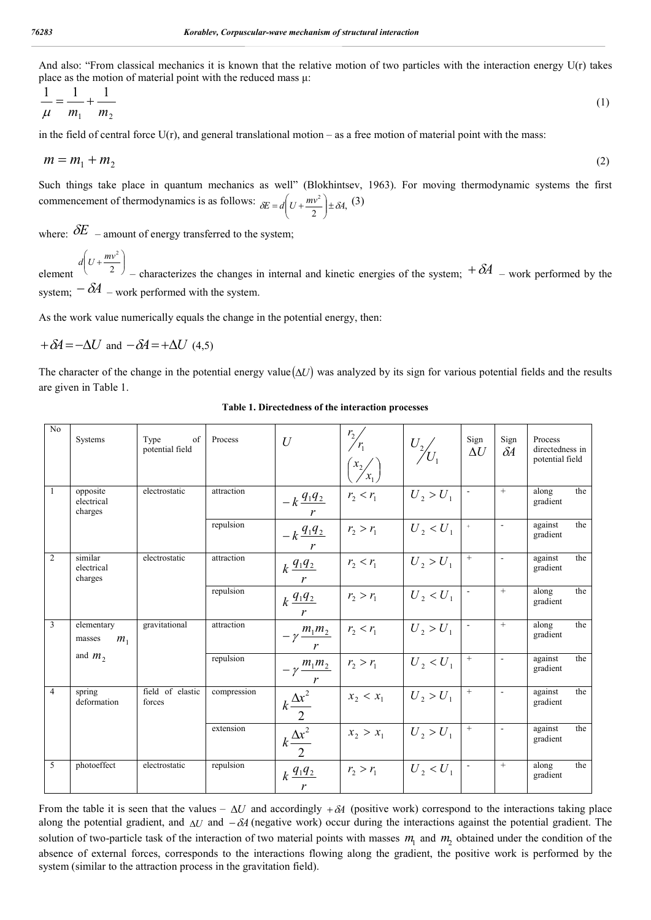And also: "From classical mechanics it is known that the relative motion of two particles with the interaction energy U(r) takes place as the motion of material point with the reduced mass μ:

$$\frac{1}{\mu} = \frac{1}{m_1} + \frac{1}{m_2} \tag{1}$$

in the field of central force U(r), and general translational motion – as a free motion of material point with the mass:

$$m = m_1 + m_2 \tag{2}$$

Such things take place in quantum mechanics as well" (Blokhintsev, 1963). For moving thermodynamic systems the first commencement of thermodynamics is as follows: $\delta E = d\left(U + \frac{mv^2}{2}\right) \pm \delta A,$ (3)

where: $\delta E$ – amount of energy transferred to the system;

element $d\left(U + \frac{mv^2}{2}\right)$ – characterizes the changes in internal and kinetic energies of the system; $+\delta A$ – work performed by the system; $-\delta A$ – work performed with the system.

As the work value numerically equals the change in the potential energy, then:

$+\delta A = -\Delta U$ and $-\delta A = +\Delta U$ (4,5)

The character of the change in the potential energy value $(\Delta U)$ was analyzed by its sign for various potential fields and the results are given in Table 1.

**Table 1. Directedness of the interaction processes**

| No | Systems | Type of potential field | Process | $U$ | $r_2/r_1$ $(x_2/x_1)$ | $U_2/U_1$ | Sign $\Delta U$ | Sign $\delta A$ | Process directedness in potential field |
|---|---|---|---|---|---|---|---|---|---|
| 1 | opposite electrical charges | electrostatic | attraction | $-k\frac{q_1 q_2}{r}$ | $r_2 < r_1$ | $U_2 > U_1$ | - | + | along the gradient |
| | | | repulsion | $-k\frac{q_1 q_2}{r}$ | $r_2 > r_1$ | $U_2 < U_1$ | + | - | against the gradient |
| 2 | similar electrical charges | electrostatic | attraction | $k\frac{q_1 q_2}{r}$ | $r_2 < r_1$ | $U_2 > U_1$ | + | - | against the gradient |
| | | | repulsion | $k\frac{q_1 q_2}{r}$ | $r_2 > r_1$ | $U_2 < U_1$ | - | + | along the gradient |
| 3 | elementary masses $m_1$ and $m_2$ | gravitational | attraction | $-\gamma\frac{m_1 m_2}{r}$ | $r_2 < r_1$ | $U_2 > U_1$ | - | + | along the gradient |
| | | | repulsion | $-\gamma\frac{m_1 m_2}{r}$ | $r_2 > r_1$ | $U_2 < U_1$ | + | - | against the gradient |
| 4 | spring deformation | field of elastic forces | compression | $k\frac{\Delta x^2}{2}$ | $x_2 < x_1$ | $U_2 > U_1$ | + | - | against the gradient |
| | | | extension | $k\frac{\Delta x^2}{2}$ | $x_2 > x_1$ | $U_2 > U_1$ | + | - | against the gradient |
| 5 | photoeffect | electrostatic | repulsion | $k\frac{q_1 q_2}{r}$ | $r_2 > r_1$ | $U_2 < U_1$ | - | + | along the gradient |

From the table it is seen that the values – $\Delta U$ and accordingly $+\delta A$ (positive work) correspond to the interactions taking place along the potential gradient, and $\Delta U$ and $-\delta A$ (negative work) occur during the interactions against the potential gradient. The solution of two-particle task of the interaction of two material points with masses $m_1$ and $m_2$ obtained under the condition of the absence of external forces, corresponds to the interactions flowing along the gradient, the positive work is performed by the system (similar to the attraction process in the gravitation field).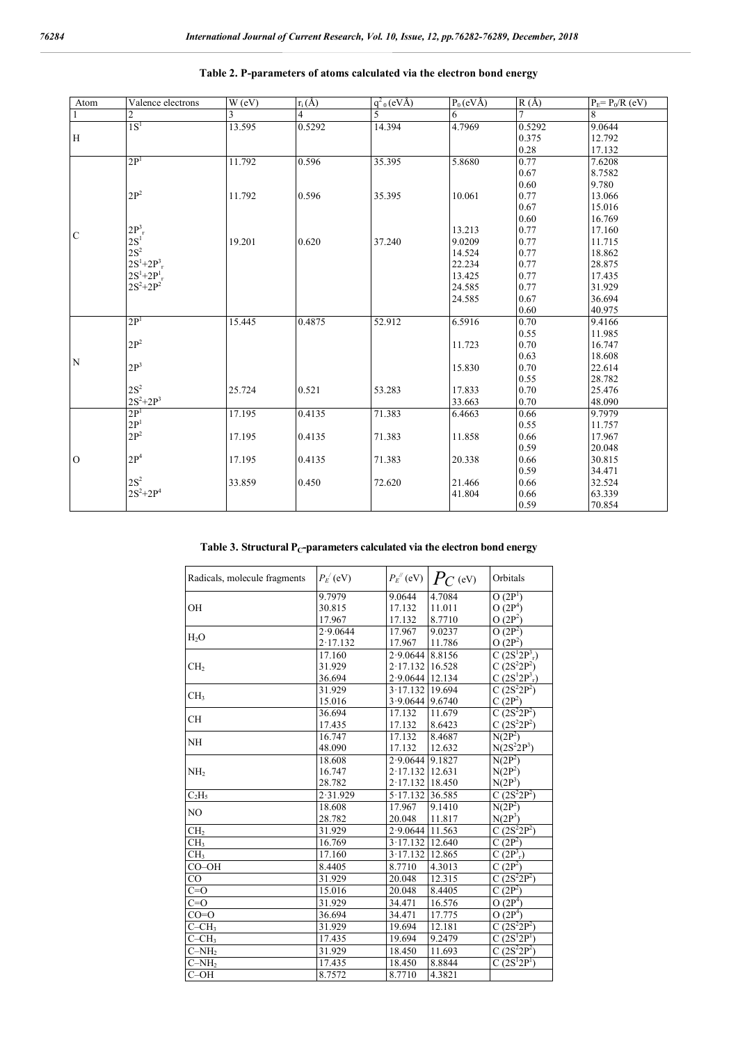**Table 2. P-parameters of atoms calculated via the electron bond energy**

| Atom | Valence electrons | W (eV) | $r_i$ (Å) | $q^2_0$ (eVÅ) | $P_0$ (eVÅ) | R (Å) | $P_E = P_0/R$ (eV) |
|---|---|---|---|---|---|---|---|
| 1 | 2 | 3 | 4 | 5 | 6 | 7 | 8 |
| H | $1S^1$ | 13.595 | 0.5292 | 14.394 | 4.7969 | 0.5292 | 9.0644 |
| | | | | | | 0.375 | 12.792 |
| | | | | | | 0.28 | 17.132 |
| C | $2P^1$ | 11.792 | 0.596 | 35.395 | 5.8680 | 0.77 | 7.6208 |
| | | | | | | 0.67 | 8.7582 |
| | | | | | | 0.60 | 9.780 |
| | $2P^2$ | 11.792 | 0.596 | 35.395 | 10.061 | 0.77 | 13.066 |
| | | | | | | 0.67 | 15.016 |
| | | | | | | 0.60 | 16.769 |
| | $2P^3_r$ | | | | 13.213 | 0.77 | 17.160 |
| | $2S^1$ | 19.201 | 0.620 | 37.240 | 9.0209 | 0.77 | 11.715 |
| | $2S^2$ | | | | 14.524 | 0.77 | 18.862 |
| | $2S^1+2P^3_r$ | | | | 22.234 | 0.77 | 28.875 |
| | $2S^1+2P^1_r$ | | | | 13.425 | 0.77 | 17.435 |
| | $2S^2+2P^2$ | | | | 24.585 | 0.77 | 31.929 |
| | | | | | 24.585 | 0.67 | 36.694 |
| | | | | | | 0.60 | 40.975 |
| N | $2P^1$ | 15.445 | 0.4875 | 52.912 | 6.5916 | 0.70 | 9.4166 |
| | | | | | | 0.55 | 11.985 |
| | $2P^2$ | | | | 11.723 | 0.70 | 16.747 |
| | | | | | | 0.63 | 18.608 |
| | $2P^3$ | | | | 15.830 | 0.70 | 22.614 |
| | | | | | | 0.55 | 28.782 |
| | $2S^2$ | 25.724 | 0.521 | 53.283 | 17.833 | 0.70 | 25.476 |
| | $2S^2+2P^3$ | | | | 33.663 | 0.70 | 48.090 |
| O | $2P^1$ | 17.195 | 0.4135 | 71.383 | 6.4663 | 0.66 | 9.7979 |
| | $2P^1$ | | | | | 0.55 | 11.757 |
| | $2P^2$ | 17.195 | 0.4135 | 71.383 | 11.858 | 0.66 | 17.967 |
| | | | | | | 0.59 | 20.048 |
| | $2P^4$ | 17.195 | 0.4135 | 71.383 | 20.338 | 0.66 | 30.815 |
| | | | | | | 0.59 | 34.471 |
| | $2S^2$ | 33.859 | 0.450 | 72.620 | 21.466 | 0.66 | 32.524 |
| | $2S^2+2P^4$ | | | | 41.804 | 0.66 | 63.339 |
| | | | | | | 0.59 | 70.854 |

**Table 3. Structural $P_C$-parameters calculated via the electron bond energy**

| Radicals, molecule fragments | $P_E^{/}$ (eV) | $P_E^{//}$ (eV) | $P_C$ (eV) | Orbitals |
|---|---|---|---|---|
| OH | 9.7979 | 9.0644 | 4.7084 | O ($2P^1$) |
| | 30.815 | 17.132 | 11.011 | O ($2P^4$) |
| | 17.967 | 17.132 | 8.7710 | O ($2P^2$) |
| $H_2O$ | 2·9.0644 | 17.967 | 9.0237 | O ($2P^2$) |
| | 2·17.132 | 17.967 | 11.786 | O ($2P^2$) |
| $CH_2$ | 17.160 | 2·9.0644 | 8.8156 | C ($2S^12P^3_r$) |
| | 31.929 | 2·17.132 | 16.528 | C ($2S^22P^2$) |
| | 36.694 | 2·9.0644 | 12.134 | C ($2S^12P^3_r$) |
| $CH_3$ | 31.929 | 3·17.132 | 19.694 | C ($2S^22P^2$) |
| | 15.016 | 3·9.0644 | 9.6740 | C ($2P^2$) |
| CH | 36.694 | 17.132 | 11.679 | C ($2S^22P^2$) |
| | 17.435 | 17.132 | 8.6423 | C ($2S^22P^2$) |
| NH | 16.747 | 17.132 | 8.4687 | N($2P^2$) |
| | 48.090 | 17.132 | 12.632 | N($2S^22P^3$) |
| $NH_2$ | 18.608 | 2·9.0644 | 9.1827 | N($2P^2$) |
| | 16.747 | 2·17.132 | 12.631 | N($2P^2$) |
| | 28.782 | 2·17.132 | 18.450 | N($2P^3$) |
| $C_2H_5$ | 2·31.929 | 5·17.132 | 36.585 | C ($2S^22P^2$) |
| NO | 18.608 | 17.967 | 9.1410 | N($2P^2$) |
| | 28.782 | 20.048 | 11.817 | N($2P^3$) |
| $CH_2$ | 31.929 | 2·9.0644 | 11.563 | C ($2S^22P^2$) |
| $CH_3$ | 16.769 | 3·17.132 | 12.640 | C ($2P^2$) |
| $CH_3$ | 17.160 | 3·17.132 | 12.865 | C ($2P^3_r$) |
| CO–OH | 8.4405 | 8.7710 | 4.3013 | C ($2P^2$) |
| CO | 31.929 | 20.048 | 12.315 | C ($2S^22P^2$) |
| C=O | 15.016 | 20.048 | 8.4405 | C ($2P^2$) |
| C=O | 31.929 | 34.471 | 16.576 | O ($2P^4$) |
| CO=O | 36.694 | 34.471 | 17.775 | O ($2P^4$) |
| C–$CH_3$ | 31.929 | 19.694 | 12.181 | C ($2S^22P^2$) |
| C–$CH_3$ | 17.435 | 19.694 | 9.2479 | C ($2S^12P^1$) |
| C–$NH_2$ | 31.929 | 18.450 | 11.693 | C ($2S^22P^2$) |
| C–$NH_2$ | 17.435 | 18.450 | 8.8844 | C ($2S^12P^1$) |
| C–OH | 8.7572 | 8.7710 | 4.3821 | |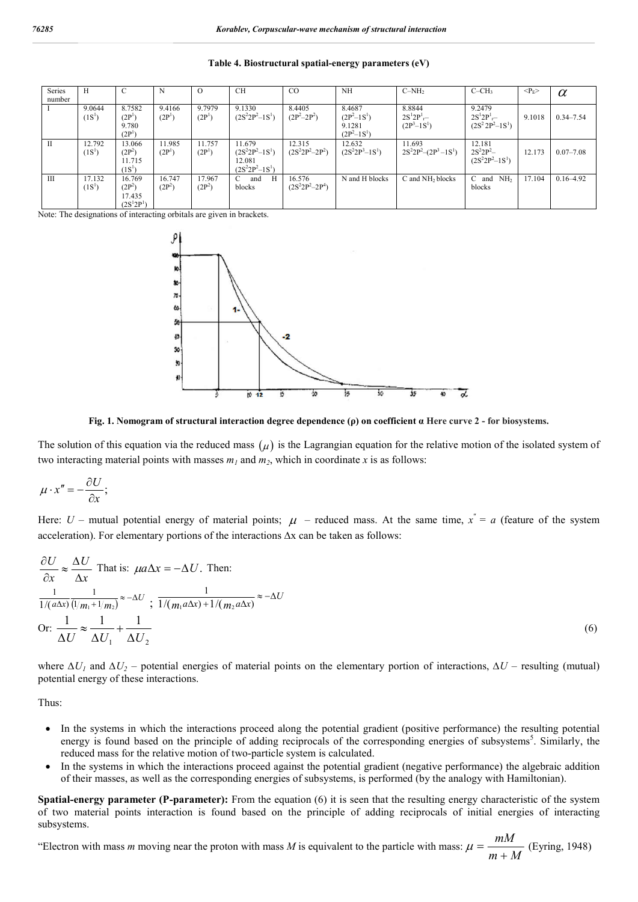**Table 4. Biostructural spatial-energy parameters (eV)**

| Series number | H | C | N | O | CH | CO | NH | C–$NH_2$ | C–$CH_3$ | $<P_E>$ | $\alpha$ |
|---|---|---|---|---|---|---|---|---|---|---|---|
| I | 9.0644 ($1S^1$) | 8.7582 ($2P^1$) 9.780 ($2P^1$) | 9.4166 ($2P^1$) | 9.7979 ($2P^1$) | 9.1330 ($2S^22P^2$–$1S^1$) | 8.4405 ($2P^2$–$2P^2$) | 8.4687 ($2P^2$–$1S^1$) 9.1281 ($2P^2$–$1S^1$) | 8.8844 $2S^12P^1_r$– ($2P^3$–$1S^1$) | 9.2479 $2S^12P^1_r$– ($2S^22P^2$–$1S^1$) | 9.1018 | 0.34–7.54 |
| II | 12.792 ($1S^1$) | 13.066 ($2P^2$) 11.715 ($1S^1$) | 11.985 ($2P^1$) | 11.757 ($2P^1$) | 11.679 ($2S^22P^2$–$1S^1$) 12.081 ($2S^22P^2$–$1S^1$) | 12.315 ($2S^22P^2$–$2P^2$) | 12.632 ($2S^22P^3$–$1S^1$) | 11.693 $2S^22P^2$–($2P^3$ –$1S^1$) | 12.181 $2S^22P^2$– ($2S^22P^2$–$1S^1$) | 12.173 | 0.07–7.08 |
| III | 17.132 ($1S^1$) | 16.769 ($2P^2$) 17.435 ($2S^12P^1$) | 16.747 ($2P^2$) | 17.967 ($2P^2$) | C and H blocks | 16.576 ($2S^22P^2$–$2P^4$) | N and H blocks | C and $NH_2$ blocks | C and $NH_2$ blocks | 17.104 | 0.16–4.92 |

Note: The designations of interacting orbitals are given in brackets.

**Fig. 1. Nomogram of structural interaction degree dependence (ρ) on coefficient α** Here curve 2 - for biosystems.

The solution of this equation via the reduced mass $(\mu)$ is the Lagrangian equation for the relative motion of the isolated system of two interacting material points with masses $m_1$ and $m_2$, which in coordinate $x$ is as follows:

$$\mu \cdot x'' = -\frac{\partial U}{\partial x};$$

Here: $U$ – mutual potential energy of material points; $\mu$ – reduced mass. At the same time, $x'' = a$ (feature of the system acceleration). For elementary portions of the interactions $\Delta x$ can be taken as follows:

$\frac{\partial U}{\partial x} \approx \frac{\Delta U}{\Delta x}$ That is: $\mu a \Delta x \approx -\Delta U$. Then:

$$\frac{1}{1/(a\Delta x)} \frac{1}{(1/m_1 + 1/m_2)} \approx -\Delta U \; ; \; \frac{1}{1/(m_1 a\Delta x) + 1/(m_2 a \Delta x)} \approx -\Delta U$$

Or: $$\frac{1}{\Delta U} \approx \frac{1}{\Delta U_1} + \frac{1}{\Delta U_2} \qquad (6)$$

where $\Delta U_1$ and $\Delta U_2$ – potential energies of material points on the elementary portion of interactions, $\Delta U$ – resulting (mutual) potential energy of these interactions.

Thus:

- In the systems in which the interactions proceed along the potential gradient (positive performance) the resulting potential energy is found based on the principle of adding reciprocals of the corresponding energies of subsystems[5]. Similarly, the reduced mass for the relative motion of two-particle system is calculated.
- In the systems in which the interactions proceed against the potential gradient (negative performance) the algebraic addition of their masses, as well as the corresponding energies of subsystems, is performed (by the analogy with Hamiltonian).

**Spatial-energy parameter (P-parameter):** From the equation (6) it is seen that the resulting energy characteristic of the system of two material points interaction is found based on the principle of adding reciprocals of initial energies of interacting subsystems.

"Electron with mass $m$ moving near the proton with mass $M$ is equivalent to the particle with mass: $\mu = \frac{mM}{m+M}$ (Eyring, 1948)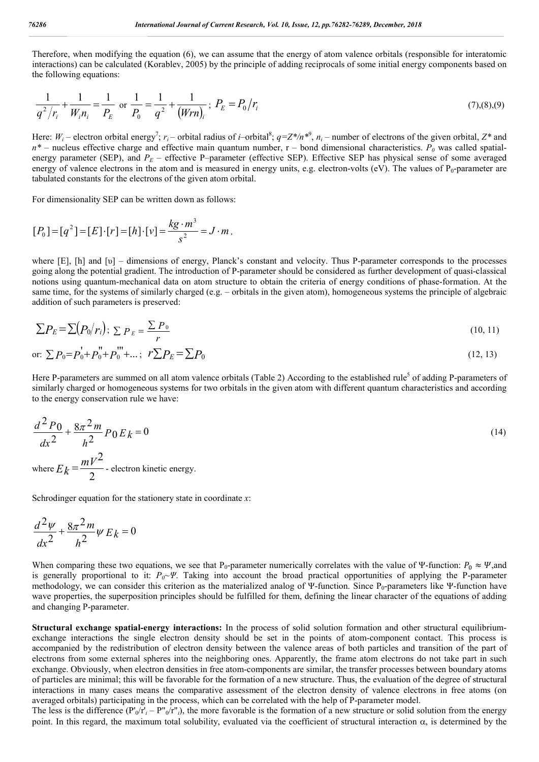Therefore, when modifying the equation (6), we can assume that the energy of atom valence orbitals (responsible for interatomic interactions) can be calculated (Korablev, 2005) by the principle of adding reciprocals of some initial energy components based on the following equations:

$$\frac{1}{q^2/r_i} + \frac{1}{W_i n_i} = \frac{1}{P_E} \text{ or } \frac{1}{P_0} = \frac{1}{q^2} + \frac{1}{(Wrn)_i};\ P_E = P_0/r_i \tag{7),(8),(9}$$

Here: $W_i$ – electron orbital energy[7]; $r_i$ – orbital radius of $i$–orbital[8]; $q=Z^*/n^*$[9], $n_i$ – number of electrons of the given orbital, $Z^*$ and $n^*$ – nucleus effective charge and effective main quantum number, r – bond dimensional characteristics. $P_0$ was called spatial-energy parameter (SEP), and $P_E$ – effective P–parameter (effective SEP). Effective SEP has physical sense of some averaged energy of valence electrons in the atom and is measured in energy units, e.g. electron-volts (eV). The values of $P_0$-parameter are tabulated constants for the electrons of the given atom orbital.

For dimensionality SEP can be written down as follows:

$$[P_0] = [q^2] = [E]\cdot[r] = [h]\cdot[v] = \frac{kg\cdot m^3}{s^2} = J\cdot m,$$

where [E], [h] and [υ] – dimensions of energy, Planck's constant and velocity. Thus P-parameter corresponds to the processes going along the potential gradient. The introduction of P-parameter should be considered as further development of quasi-classical notions using quantum-mechanical data on atom structure to obtain the criteria of energy conditions of phase-formation. At the same time, for the systems of similarly charged (e.g. – orbitals in the given atom), homogeneous systems the principle of algebraic addition of such parameters is preserved:

$$\sum P_E = \sum (P_0/r_i);\ \sum P_E = \frac{\sum P_0}{r} \tag{10, 11}$$

$$\text{or: } \sum P_0 = P_0' + P_0'' + P_0''' + \ldots;\ r\sum P_E = \sum P_0 \tag{12, 13}$$

Here P-parameters are summed on all atom valence orbitals (Table 2) According to the established rule[5] of adding P-parameters of similarly charged or homogeneous systems for two orbitals in the given atom with different quantum characteristics and according to the energy conservation rule we have:

$$\frac{d^2 P_0}{dx^2} + \frac{8\pi^2 m}{h^2} P_0 E_k = 0 \tag{14}$$

where $E_k = \frac{mV^2}{2}$ - electron kinetic energy.

Schrodinger equation for the stationery state in coordinate $x$:

$$\frac{d^2\psi}{dx^2} + \frac{8\pi^2 m}{h^2}\psi E_k = 0$$

When comparing these two equations, we see that $P_0$-parameter numerically correlates with the value of Ψ-function: $P_0 \approx \Psi$,and is generally proportional to it: $P_0 \sim \Psi$. Taking into account the broad practical opportunities of applying the P-parameter methodology, we can consider this criterion as the materialized analog of Ψ-function. Since $P_0$-parameters like Ψ-function have wave properties, the superposition principles should be fulfilled for them, defining the linear character of the equations of adding and changing P-parameter.

**Structural exchange spatial-energy interactions:** In the process of solid solution formation and other structural equilibrium-exchange interactions the single electron density should be set in the points of atom-component contact. This process is accompanied by the redistribution of electron density between the valence areas of both particles and transition of the part of electrons from some external spheres into the neighboring ones. Apparently, the frame atom electrons do not take part in such exchange. Obviously, when electron densities in free atom-components are similar, the transfer processes between boundary atoms of particles are minimal; this will be favorable for the formation of a new structure. Thus, the evaluation of the degree of structural interactions in many cases means the comparative assessment of the electron density of valence electrons in free atoms (on averaged orbitals) participating in the process, which can be correlated with the help of P-parameter model.

The less is the difference ($P'_0/r'_i - P''_0/r''_i$), the more favorable is the formation of a new structure or solid solution from the energy point. In this regard, the maximum total solubility, evaluated via the coefficient of structural interaction α, is determined by the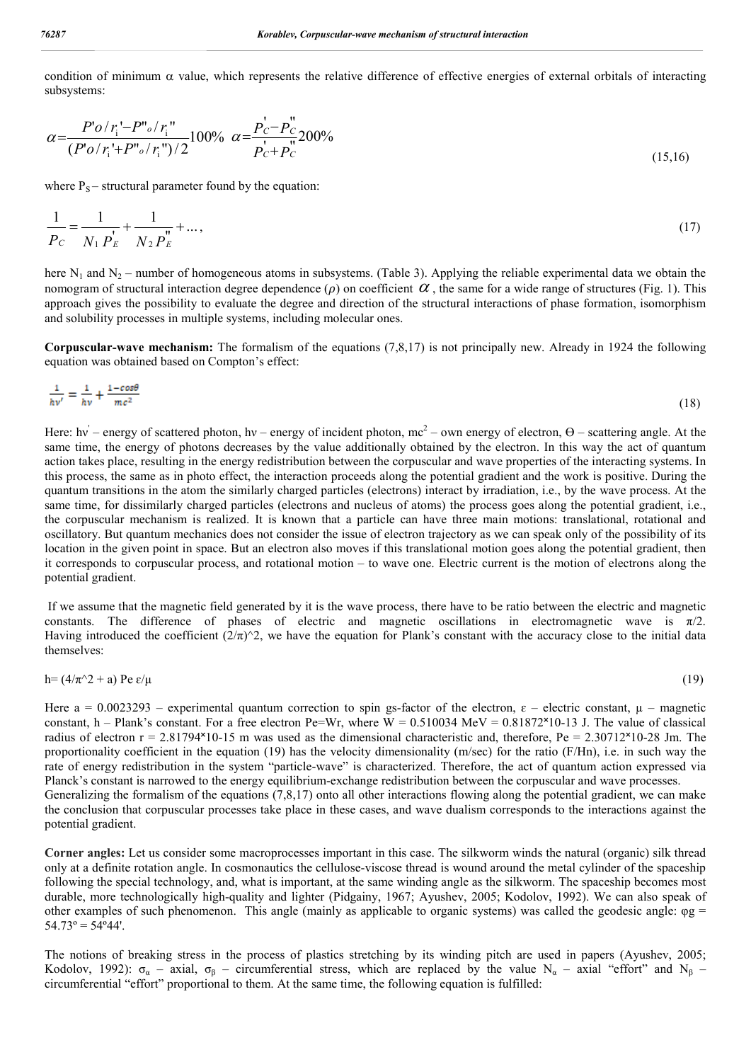condition of minimum $\alpha$ value, which represents the relative difference of effective energies of external orbitals of interacting subsystems:

$$\alpha = \frac{P'o/r_i' - P''o/r_i''}{(P'o/r_i' + P''o/r_i'')/2} 100\% \quad \alpha = \frac{P_C' - P_C''}{P_C' + P_C''} 200\% \tag{15,16}$$

where $P_S$ – structural parameter found by the equation:

$$\frac{1}{P_C} = \frac{1}{N_1 P_E'} + \frac{1}{N_2 P_E''} + \ldots, \tag{17}$$

here $N_1$ and $N_2$ – number of homogeneous atoms in subsystems. (Table 3). Applying the reliable experimental data we obtain the nomogram of structural interaction degree dependence ($\rho$) on coefficient $\alpha$, the same for a wide range of structures (Fig. 1). This approach gives the possibility to evaluate the degree and direction of the structural interactions of phase formation, isomorphism and solubility processes in multiple systems, including molecular ones.

**Corpuscular-wave mechanism:** The formalism of the equations (7,8,17) is not principally new. Already in 1924 the following equation was obtained based on Compton's effect:

$$\frac{1}{h\nu'} = \frac{1}{h\nu} + \frac{1-\cos\theta}{mc^2} \tag{18}$$

Here: $h\nu'$ – energy of scattered photon, $h\nu$ – energy of incident photon, $mc^2$ – own energy of electron, $\Theta$ – scattering angle. At the same time, the energy of photons decreases by the value additionally obtained by the electron. In this way the act of quantum action takes place, resulting in the energy redistribution between the corpuscular and wave properties of the interacting systems. In this process, the same as in photo effect, the interaction proceeds along the potential gradient and the work is positive. During the quantum transitions in the atom the similarly charged particles (electrons) interact by irradiation, i.e., by the wave process. At the same time, for dissimilarly charged particles (electrons and nucleus of atoms) the process goes along the potential gradient, i.e., the corpuscular mechanism is realized. It is known that a particle can have three main motions: translational, rotational and oscillatory. But quantum mechanics does not consider the issue of electron trajectory as we can speak only of the possibility of its location in the given point in space. But an electron also moves if this translational motion goes along the potential gradient, then it corresponds to corpuscular process, and rotational motion – to wave one. Electric current is the motion of electrons along the potential gradient.

If we assume that the magnetic field generated by it is the wave process, there have to be ratio between the electric and magnetic constants. The difference of phases of electric and magnetic oscillations in electromagnetic wave is $\pi/2$. Having introduced the coefficient $(2/\pi)^2$, we have the equation for Plank's constant with the accuracy close to the initial data themselves:

$$h = (4/\pi^2 + a)\, Pe\, \varepsilon/\mu \tag{19}$$

Here $a = 0.0023293$ – experimental quantum correction to spin gs-factor of the electron, $\varepsilon$ – electric constant, $\mu$ – magnetic constant, h – Plank's constant. For a free electron $Pe=Wr$, where $W = 0.510034$ MeV $= 0.81872 \times 10^{-13}$ J. The value of classical radius of electron $r = 2.81794 \times 10^{-15}$ m was used as the dimensional characteristic and, therefore, $Pe = 2.30712 \times 10^{-28}$ Jm. The proportionality coefficient in the equation (19) has the velocity dimensionality (m/sec) for the ratio (F/Hn), i.e. in such way the rate of energy redistribution in the system "particle-wave" is characterized. Therefore, the act of quantum action expressed via Planck's constant is narrowed to the energy equilibrium-exchange redistribution between the corpuscular and wave processes.
Generalizing the formalism of the equations (7,8,17) onto all other interactions flowing along the potential gradient, we can make the conclusion that corpuscular processes take place in these cases, and wave dualism corresponds to the interactions against the potential gradient.

**Corner angles:** Let us consider some macroprocesses important in this case. The silkworm winds the natural (organic) silk thread only at a definite rotation angle. In cosmonautics the cellulose-viscose thread is wound around the metal cylinder of the spaceship following the special technology, and, what is important, at the same winding angle as the silkworm. The spaceship becomes most durable, more technologically high-quality and lighter (Pidgainy, 1967; Ayushev, 2005; Kodolov, 1992). We can also speak of other examples of such phenomenon. This angle (mainly as applicable to organic systems) was called the geodesic angle: $\varphi g = 54.73^\circ = 54^\circ 44'$.

The notions of breaking stress in the process of plastics stretching by its winding pitch are used in papers (Ayushev, 2005; Kodolov, 1992): $\sigma_\alpha$ – axial, $\sigma_\beta$ – circumferential stress, which are replaced by the value $N_\alpha$ – axial "effort" and $N_\beta$ – circumferential "effort" proportional to them. At the same time, the following equation is fulfilled: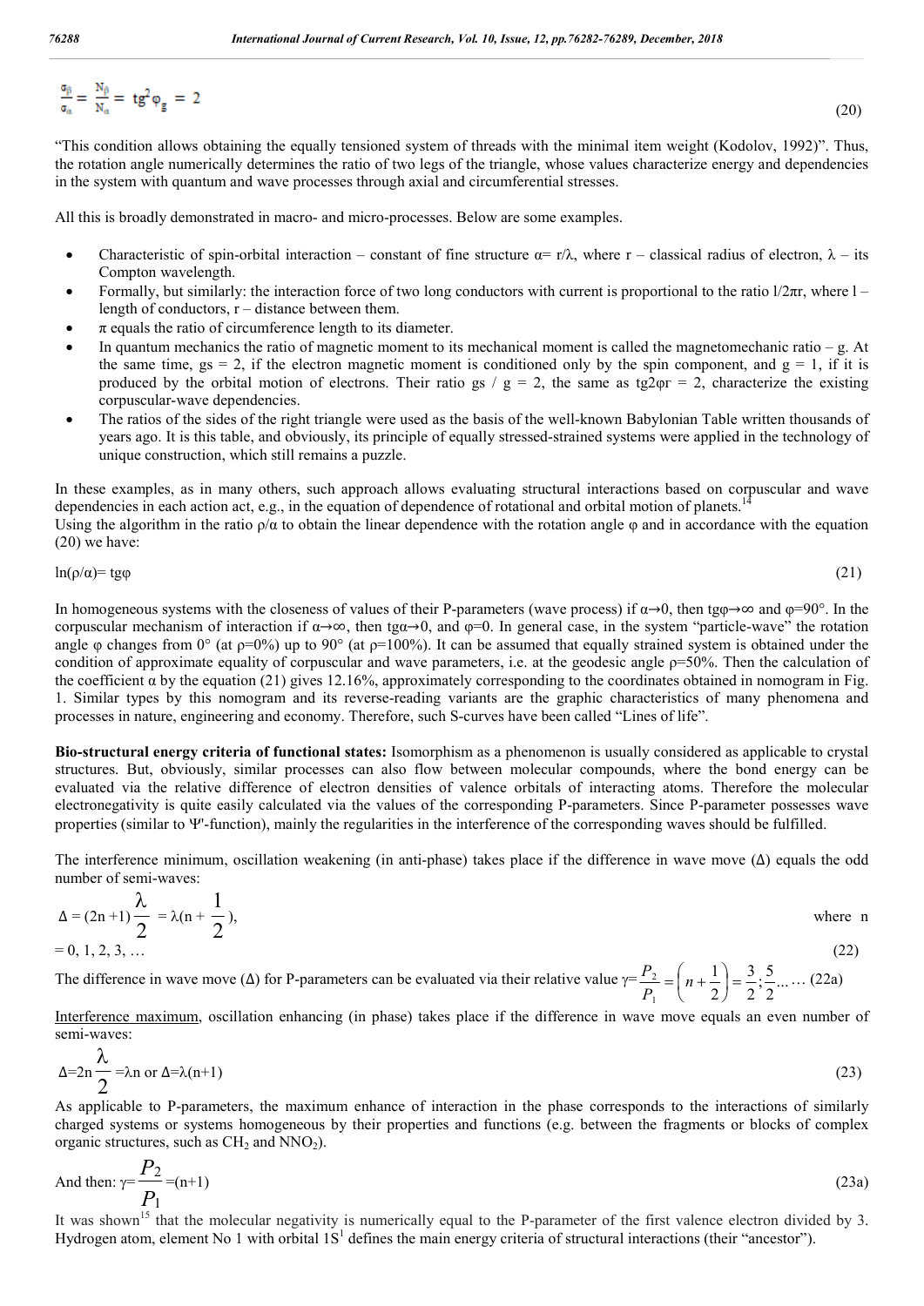$$\frac{\sigma_\beta}{\sigma_\alpha} = \frac{N_\beta}{N_\alpha} = tg^2\varphi_g = 2 \quad (20)$$

"This condition allows obtaining the equally tensioned system of threads with the minimal item weight (Kodolov, 1992)". Thus, the rotation angle numerically determines the ratio of two legs of the triangle, whose values characterize energy and dependencies in the system with quantum and wave processes through axial and circumferential stresses.

All this is broadly demonstrated in macro- and micro-processes. Below are some examples.

- Characteristic of spin-orbital interaction – constant of fine structure $\alpha= r/\lambda$, where r – classical radius of electron, $\lambda$ – its Compton wavelength.
- Formally, but similarly: the interaction force of two long conductors with current is proportional to the ratio $l/2\pi r$, where l – length of conductors, r – distance between them.
- $\pi$ equals the ratio of circumference length to its diameter.
- In quantum mechanics the ratio of magnetic moment to its mechanical moment is called the magnetomechanic ratio – g. At the same time, $g_s = 2$, if the electron magnetic moment is conditioned only by the spin component, and $g = 1$, if it is produced by the orbital motion of electrons. Their ratio $g_s / g = 2$, the same as $tg2\varphi r = 2$, characterize the existing corpuscular-wave dependencies.
- The ratios of the sides of the right triangle were used as the basis of the well-known Babylonian Table written thousands of years ago. It is this table, and obviously, its principle of equally stressed-strained systems were applied in the technology of unique construction, which still remains a puzzle.

In these examples, as in many others, such approach allows evaluating structural interactions based on corpuscular and wave dependencies in each action act, e.g., in the equation of dependence of rotational and orbital motion of planets.[14]
Using the algorithm in the ratio $\rho/\alpha$ to obtain the linear dependence with the rotation angle $\varphi$ and in accordance with the equation (20) we have:

$$\ln(\rho/\alpha)= tg\varphi \quad (21)$$

In homogeneous systems with the closeness of values of their P-parameters (wave process) if $\alpha\to 0$, then $tg\varphi\to\infty$ and $\varphi=90°$. In the corpuscular mechanism of interaction if $\alpha\to\infty$, then $tg\alpha\to 0$, and $\varphi=0$. In general case, in the system "particle-wave" the rotation angle $\varphi$ changes from 0° (at $\rho=0\%$) up to 90° (at $\rho=100\%$). It can be assumed that equally strained system is obtained under the condition of approximate equality of corpuscular and wave parameters, i.e. at the geodesic angle $\rho=50\%$. Then the calculation of the coefficient $\alpha$ by the equation (21) gives 12.16%, approximately corresponding to the coordinates obtained in nomogram in Fig. 1. Similar types by this nomogram and its reverse-reading variants are the graphic characteristics of many phenomena and processes in nature, engineering and economy. Therefore, such S-curves have been called "Lines of life".

**Bio-structural energy criteria of functional states:** Isomorphism as a phenomenon is usually considered as applicable to crystal structures. But, obviously, similar processes can also flow between molecular compounds, where the bond energy can be evaluated via the relative difference of electron densities of valence orbitals of interacting atoms. Therefore the molecular electronegativity is quite easily calculated via the values of the corresponding P-parameters. Since P-parameter possesses wave properties (similar to Ψ'-function), mainly the regularities in the interference of the corresponding waves should be fulfilled.

The interference minimum, oscillation weakening (in anti-phase) takes place if the difference in wave move (Δ) equals the odd number of semi-waves:

$$\Delta = (2n+1)\frac{\lambda}{2} = \lambda(n + \frac{1}{2}), \quad \text{where } n = 0, 1, 2, 3, \ldots \quad (22)$$

The difference in wave move (Δ) for P-parameters can be evaluated via their relative value $\gamma=\frac{P_2}{P_1}=\left(n+\frac{1}{2}\right)=\frac{3}{2};\frac{5}{2}\ldots$ … (22a)

<u>Interference maximum</u>, oscillation enhancing (in phase) takes place if the difference in wave move equals an even number of semi-waves:

$$\Delta=2n\frac{\lambda}{2}=\lambda n \text{ or } \Delta=\lambda(n+1) \quad (23)$$

As applicable to P-parameters, the maximum enhance of interaction in the phase corresponds to the interactions of similarly charged systems or systems homogeneous by their properties and functions (e.g. between the fragments or blocks of complex organic structures, such as $CH_2$ and $NNO_2$).

And then: $\gamma=\frac{P_2}{P_1}=(n+1)$ (23a)

It was shown[15] that the molecular negativity is numerically equal to the P-parameter of the first valence electron divided by 3. Hydrogen atom, element No 1 with orbital $1S^1$ defines the main energy criteria of structural interactions (their "ancestor").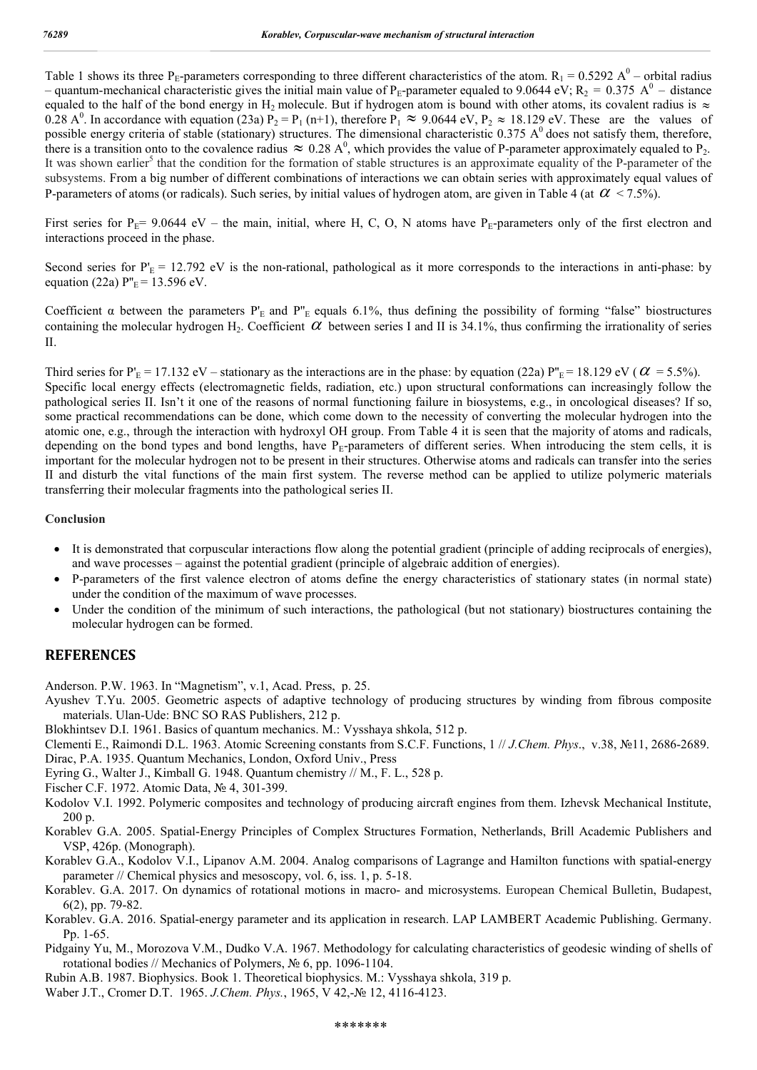Table 1 shows its three $P_E$-parameters corresponding to three different characteristics of the atom. $R_1 = 0.5292$ $A^0$ – orbital radius – quantum-mechanical characteristic gives the initial main value of $P_E$-parameter equaled to 9.0644 eV; $R_2 = 0.375$ $A^0$ – distance equaled to the half of the bond energy in $H_2$ molecule. But if hydrogen atom is bound with other atoms, its covalent radius is $\approx$ 0.28 $A^0$. In accordance with equation (23a) $P_2 = P_1$ (n+1), therefore $P_1 \approx 9.0644$ eV, $P_2 \approx 18.129$ eV. These are the values of possible energy criteria of stable (stationary) structures. The dimensional characteristic 0.375 $A^0$ does not satisfy them, therefore, there is a transition onto to the covalence radius $\approx$ 0.28 $A^0$, which provides the value of P-parameter approximately equaled to $P_2$. It was shown earlier[5] that the condition for the formation of stable structures is an approximate equality of the P-parameter of the subsystems. From a big number of different combinations of interactions we can obtain series with approximately equal values of P-parameters of atoms (or radicals). Such series, by initial values of hydrogen atom, are given in Table 4 (at $\alpha < 7.5\%$).

First series for $P_E$= 9.0644 eV – the main, initial, where H, C, O, N atoms have $P_E$-parameters only of the first electron and interactions proceed in the phase.

Second series for $P'_E$ = 12.792 eV is the non-rational, pathological as it more corresponds to the interactions in anti-phase: by equation (22a) $P''_E$ = 13.596 eV.

Coefficient α between the parameters $P'_E$ and $P''_E$ equals 6.1%, thus defining the possibility of forming “false” biostructures containing the molecular hydrogen $H_2$. Coefficient $\alpha$ between series I and II is 34.1%, thus confirming the irrationality of series II.

Third series for $P'_E$ = 17.132 eV – stationary as the interactions are in the phase: by equation (22a) $P''_E$ = 18.129 eV ($\alpha$ = 5.5%). Specific local energy effects (electromagnetic fields, radiation, etc.) upon structural conformations can increasingly follow the pathological series II. Isn’t it one of the reasons of normal functioning failure in biosystems, e.g., in oncological diseases? If so, some practical recommendations can be done, which come down to the necessity of converting the molecular hydrogen into the atomic one, e.g., through the interaction with hydroxyl OH group. From Table 4 it is seen that the majority of atoms and radicals, depending on the bond types and bond lengths, have $P_E$-parameters of different series. When introducing the stem cells, it is important for the molecular hydrogen not to be present in their structures. Otherwise atoms and radicals can transfer into the series II and disturb the vital functions of the main first system. The reverse method can be applied to utilize polymeric materials transferring their molecular fragments into the pathological series II.

**Conclusion**

- It is demonstrated that corpuscular interactions flow along the potential gradient (principle of adding reciprocals of energies), and wave processes – against the potential gradient (principle of algebraic addition of energies).
- P-parameters of the first valence electron of atoms define the energy characteristics of stationary states (in normal state) under the condition of the maximum of wave processes.
- Under the condition of the minimum of such interactions, the pathological (but not stationary) biostructures containing the molecular hydrogen can be formed.

## REFERENCES

Anderson. P.W. 1963. In “Magnetism”, v.1, Acad. Press, p. 25.

Ayushev T.Yu. 2005. Geometric aspects of adaptive technology of producing structures by winding from fibrous composite materials. Ulan-Ude: BNC SO RAS Publishers, 212 p.

Blokhintsev D.I. 1961. Basics of quantum mechanics. M.: Vysshaya shkola, 512 p.

Clementi E., Raimondi D.L. 1963. Atomic Screening constants from S.C.F. Functions, 1 // *J.Chem. Phys*., v.38, №11, 2686-2689.

Dirac, P.A. 1935. Quantum Mechanics, London, Oxford Univ., Press

Eyring G., Walter J., Kimball G. 1948. Quantum chemistry // M., F. L., 528 p.

Fischer C.F. 1972. Atomic Data, № 4, 301-399.

Kodolov V.I. 1992. Polymeric composites and technology of producing aircraft engines from them. Izhevsk Mechanical Institute, 200 p.

Korablev G.A. 2005. Spatial-Energy Principles of Complex Structures Formation, Netherlands, Brill Academic Publishers and VSP, 426p. (Monograph).

Korablev G.A., Kodolov V.I., Lipanov A.M. 2004. Analog comparisons of Lagrange and Hamilton functions with spatial-energy parameter // Chemical physics and mesoscopy, vol. 6, iss. 1, p. 5-18.

Korablev. G.A. 2017. On dynamics of rotational motions in macro- and microsystems. European Chemical Bulletin, Budapest, 6(2), pp. 79-82.

Korablev. G.A. 2016. Spatial-energy parameter and its application in research. LAP LAMBERT Academic Publishing. Germany. Pp. 1-65.

Pidgainy Yu, M., Morozova V.M., Dudko V.A. 1967. Methodology for calculating characteristics of geodesic winding of shells of rotational bodies // Mechanics of Polymers, № 6, pp. 1096-1104.

Rubin A.B. 1987. Biophysics. Book 1. Theoretical biophysics. M.: Vysshaya shkola, 319 p.

Waber J.T., Cromer D.T. 1965. *J.Chem. Phys.*, 1965, V 42,-№ 12, 4116-4123.

\*\*\*\*\*\*\*